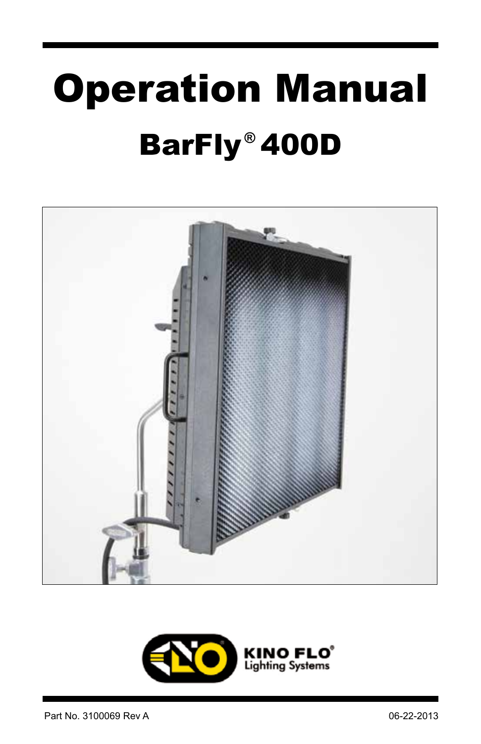# Operation Manual

## BarFly® 400D

KINO FLO® Lighting Systems

Part No. 3100069 Rev A

06-22-2013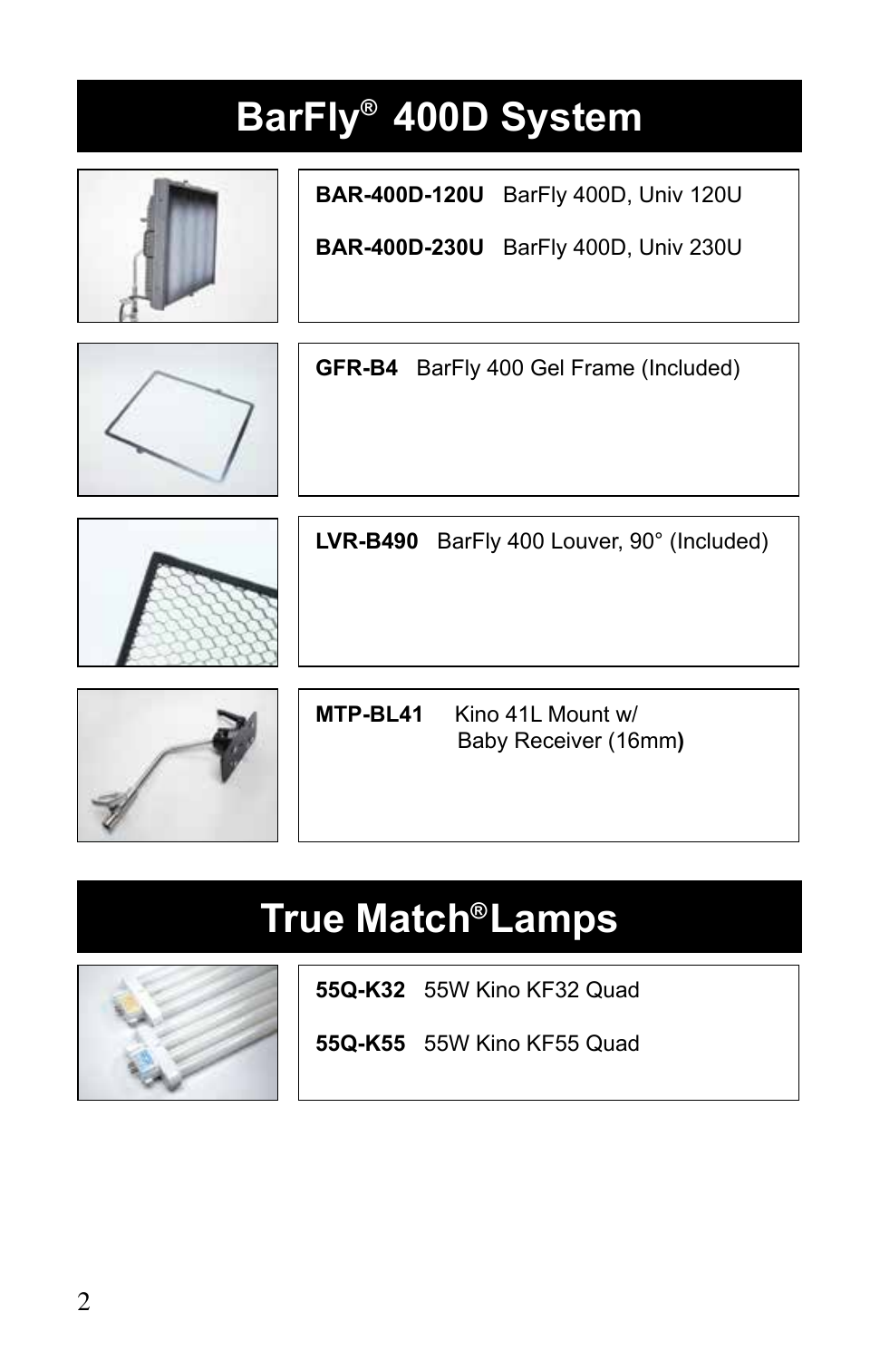# BarFly® 400D System

**BAR-400D-120U** BarFly 400D, Univ 120U

**BAR-400D-230U** BarFly 400D, Univ 230U

**GFR-B4** BarFly 400 Gel Frame (Included)

**LVR-B490** BarFly 400 Louver, 90° (Included)

**MTP-BL41** Kino 41L Mount w/ Baby Receiver (16mm)

# True Match® Lamps

**55Q-K32** 55W Kino KF32 Quad

**55Q-K55** 55W Kino KF55 Quad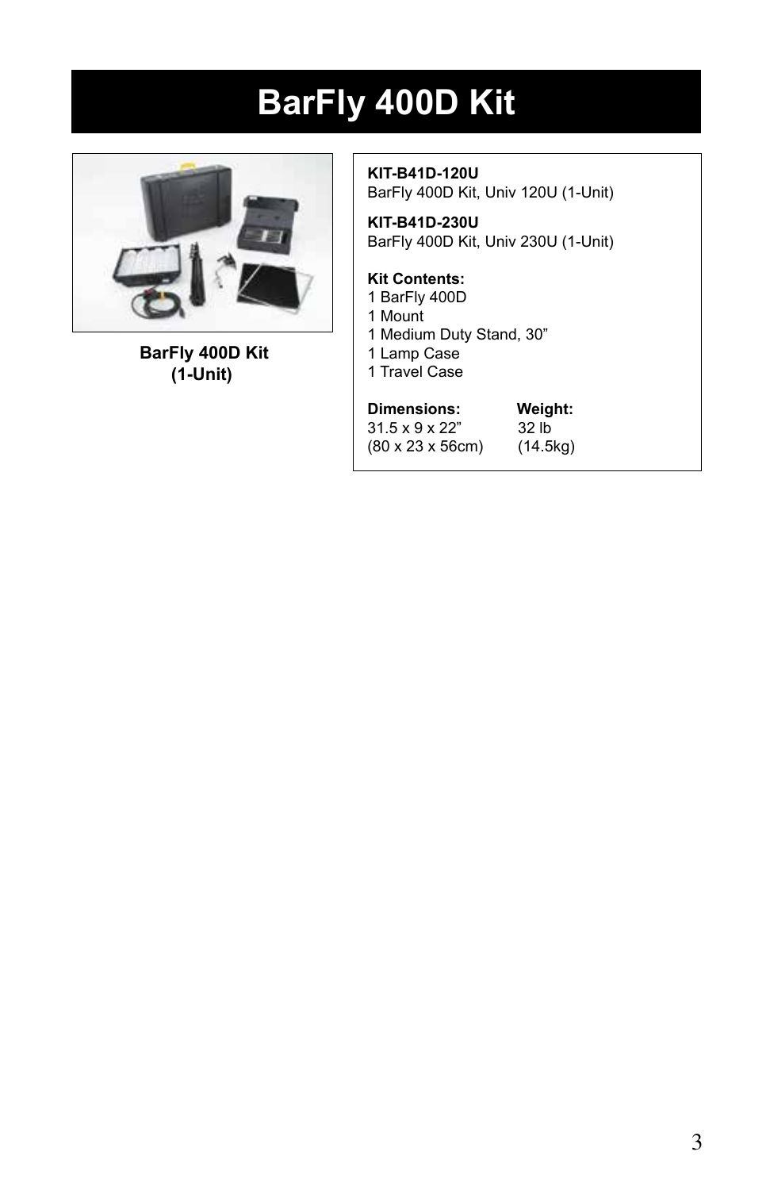# BarFly 400D Kit

**BarFly 400D Kit (1-Unit)**

**KIT-B41D-120U**
BarFly 400D Kit, Univ 120U (1-Unit)

**KIT-B41D-230U**
BarFly 400D Kit, Univ 230U (1-Unit)

**Kit Contents:**
1 BarFly 400D
1 Mount
1 Medium Duty Stand, 30"
1 Lamp Case
1 Travel Case

| **Dimensions:** | **Weight:** |
|---|---|
| 31.5 x 9 x 22" | 32 lb |
| (80 x 23 x 56cm) | (14.5kg) |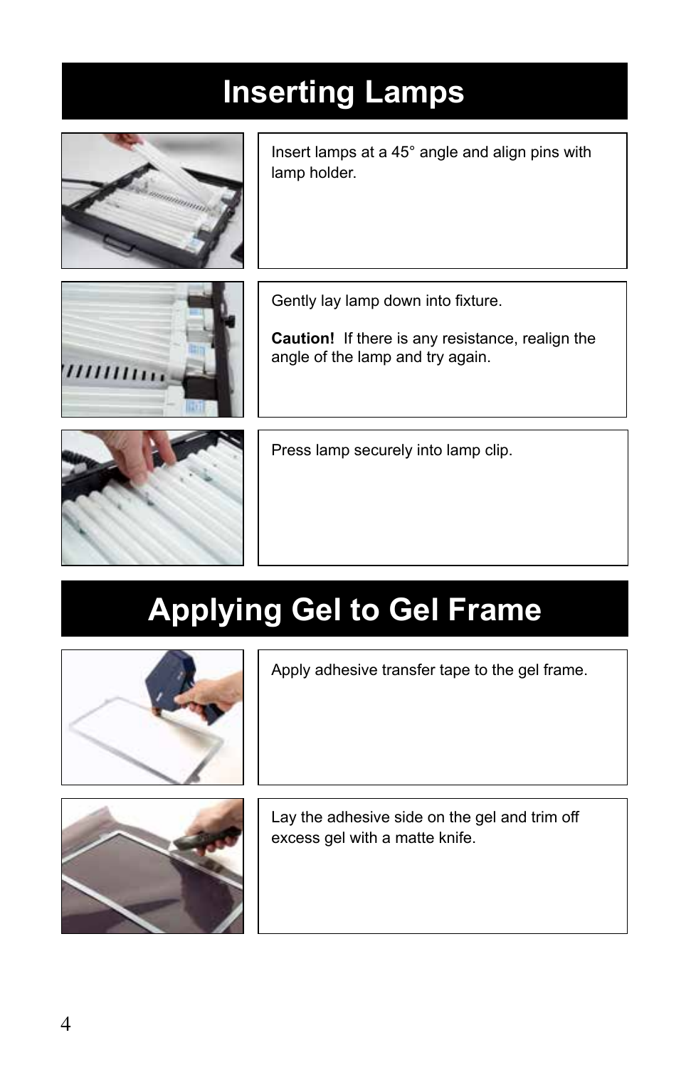# Inserting Lamps

Insert lamps at a 45° angle and align pins with lamp holder.

Gently lay lamp down into fixture.

**Caution!** If there is any resistance, realign the angle of the lamp and try again.

Press lamp securely into lamp clip.

# Applying Gel to Gel Frame

Apply adhesive transfer tape to the gel frame.

Lay the adhesive side on the gel and trim off excess gel with a matte knife.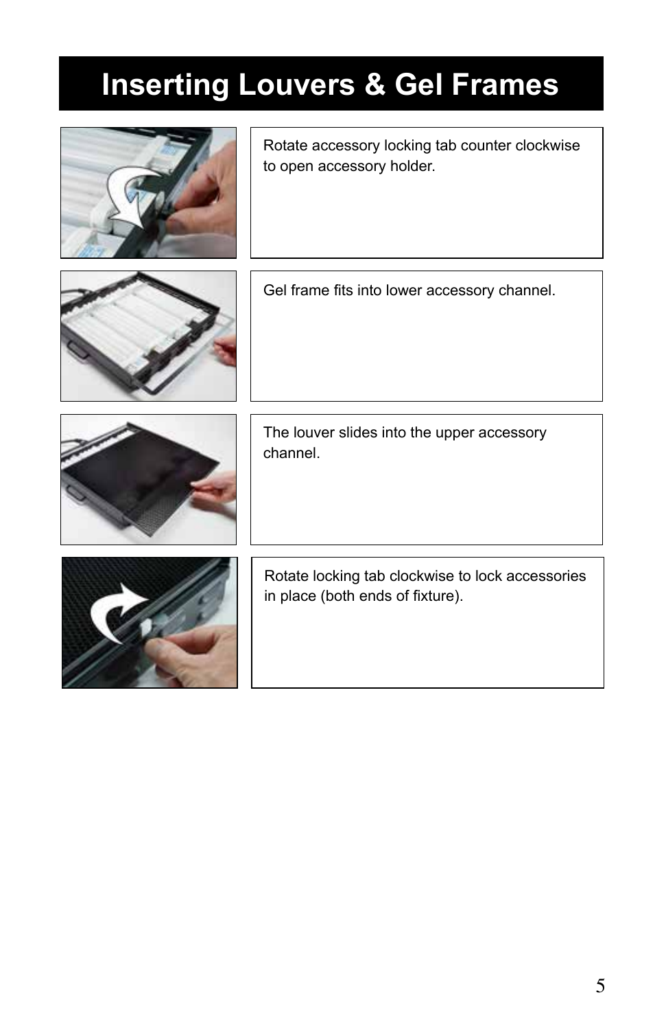# Inserting Louvers & Gel Frames

Rotate accessory locking tab counter clockwise to open accessory holder.

Gel frame fits into lower accessory channel.

The louver slides into the upper accessory channel.

Rotate locking tab clockwise to lock accessories in place (both ends of fixture).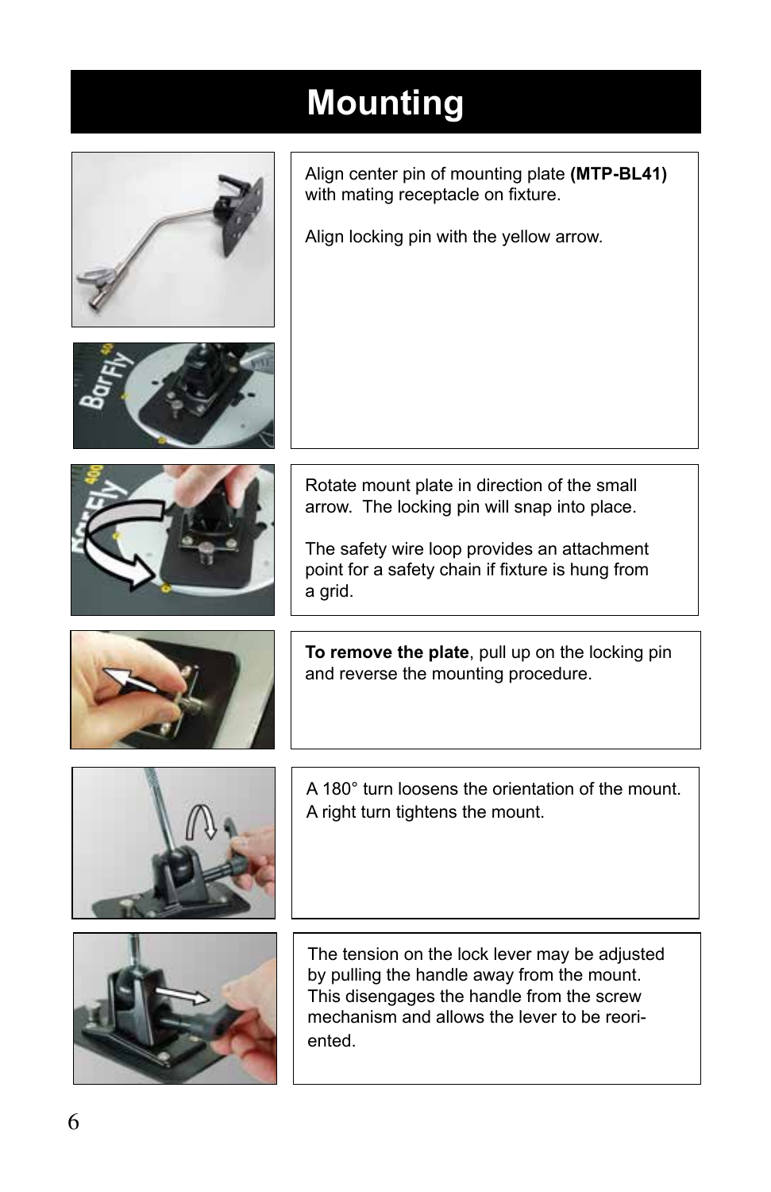# Mounting

Align center pin of mounting plate **(MTP-BL41)** with mating receptacle on fixture.

Align locking pin with the yellow arrow.

Rotate mount plate in direction of the small arrow. The locking pin will snap into place.

The safety wire loop provides an attachment point for a safety chain if fixture is hung from a grid.

**To remove the plate**, pull up on the locking pin and reverse the mounting procedure.

A 180° turn loosens the orientation of the mount. A right turn tightens the mount.

The tension on the lock lever may be adjusted by pulling the handle away from the mount. This disengages the handle from the screw mechanism and allows the lever to be reoriented.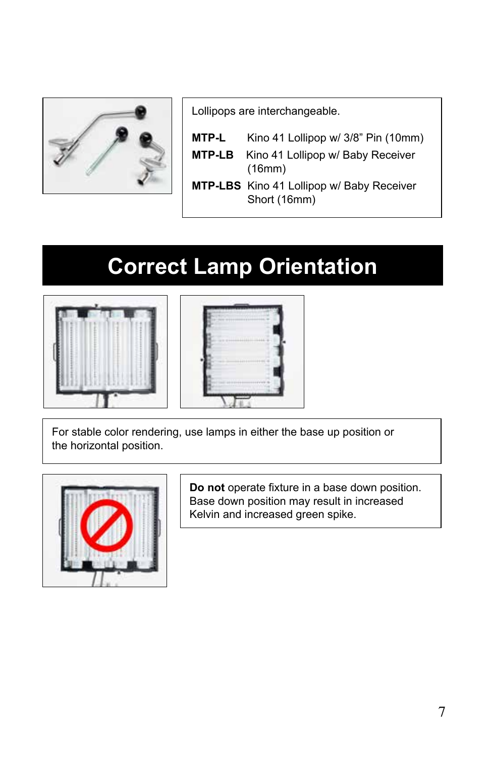Lollipops are interchangeable.

| | |
|---|---|
| **MTP-L** | Kino 41 Lollipop w/ 3/8” Pin (10mm) |
| **MTP-LB** | Kino 41 Lollipop w/ Baby Receiver (16mm) |
| **MTP-LBS** | Kino 41 Lollipop w/ Baby Receiver Short (16mm) |

# Correct Lamp Orientation

For stable color rendering, use lamps in either the base up position or the horizontal position.

**Do not** operate fixture in a base down position. Base down position may result in increased Kelvin and increased green spike.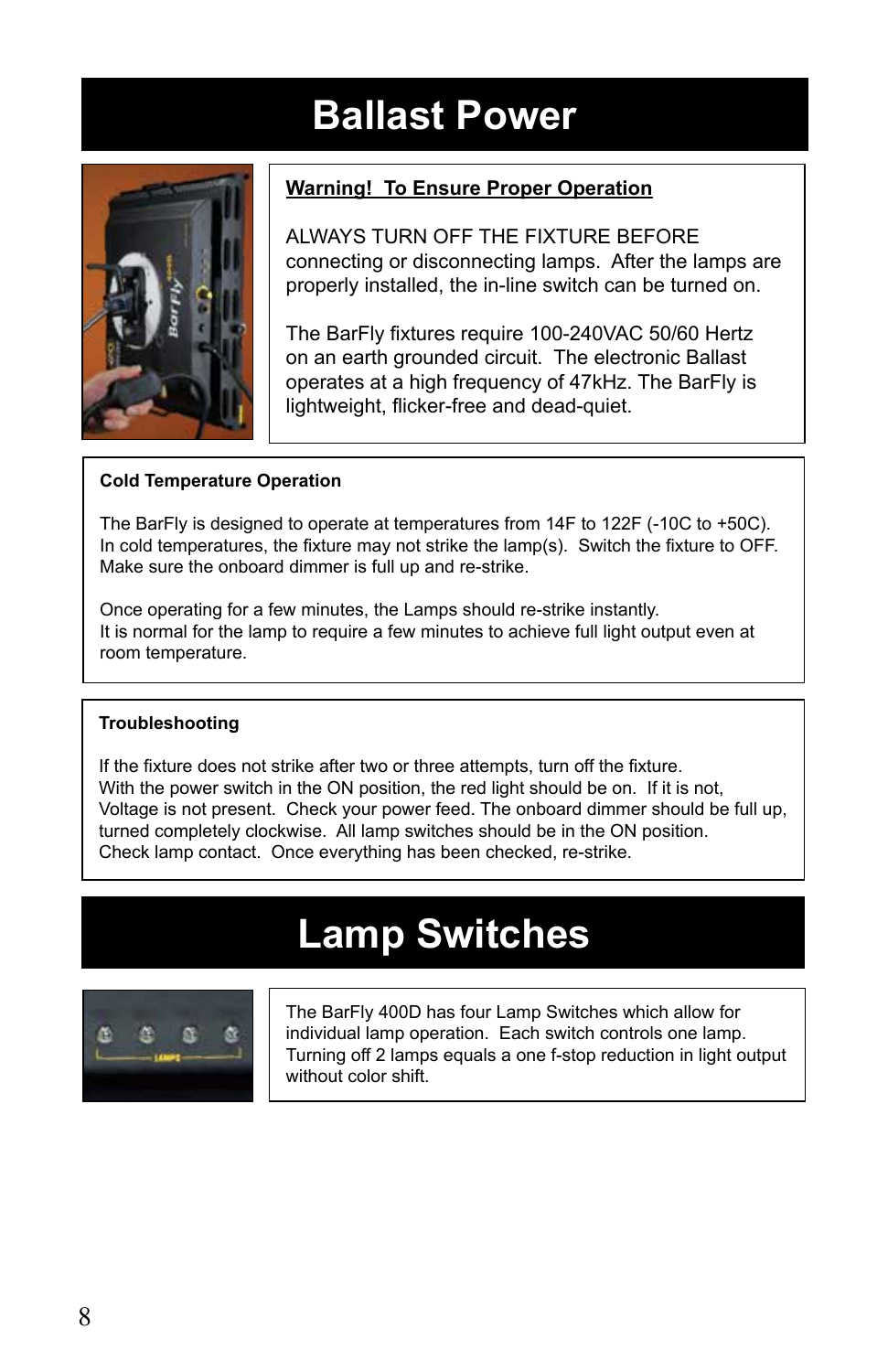# Ballast Power

**Warning! To Ensure Proper Operation**

ALWAYS TURN OFF THE FIXTURE BEFORE connecting or disconnecting lamps. After the lamps are properly installed, the in-line switch can be turned on.

The BarFly fixtures require 100-240VAC 50/60 Hertz on an earth grounded circuit. The electronic Ballast operates at a high frequency of 47kHz. The BarFly is lightweight, flicker-free and dead-quiet.

### Cold Temperature Operation

The BarFly is designed to operate at temperatures from 14F to 122F (-10C to +50C). In cold temperatures, the fixture may not strike the lamp(s). Switch the fixture to OFF. Make sure the onboard dimmer is full up and re-strike.

Once operating for a few minutes, the Lamps should re-strike instantly.
It is normal for the lamp to require a few minutes to achieve full light output even at room temperature.

### Troubleshooting

If the fixture does not strike after two or three attempts, turn off the fixture.
With the power switch in the ON position, the red light should be on. If it is not, Voltage is not present. Check your power feed. The onboard dimmer should be full up, turned completely clockwise. All lamp switches should be in the ON position.
Check lamp contact. Once everything has been checked, re-strike.

# Lamp Switches

The BarFly 400D has four Lamp Switches which allow for individual lamp operation. Each switch controls one lamp. Turning off 2 lamps equals a one f-stop reduction in light output without color shift.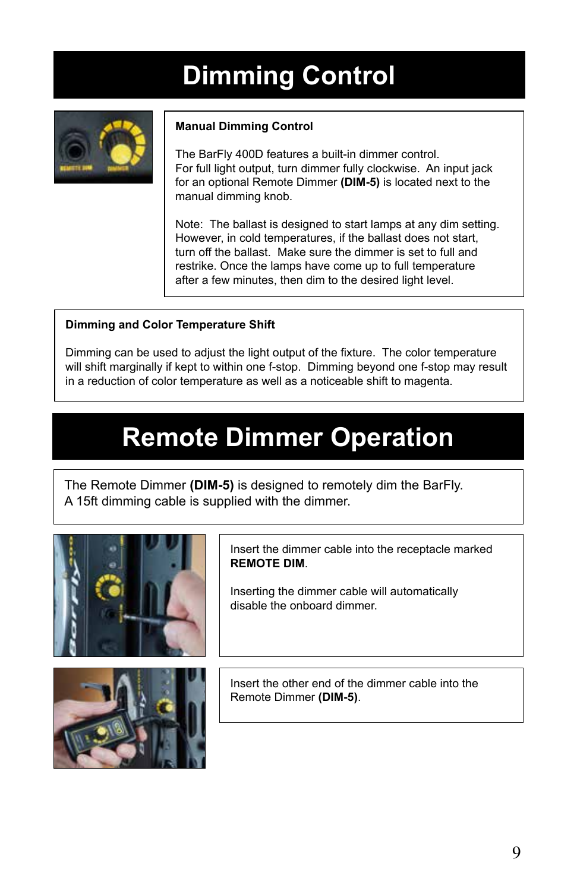# Dimming Control

### Manual Dimming Control

The BarFly 400D features a built-in dimmer control.
For full light output, turn dimmer fully clockwise. An input jack for an optional Remote Dimmer **(DIM-5)** is located next to the manual dimming knob.

Note: The ballast is designed to start lamps at any dim setting. However, in cold temperatures, if the ballast does not start, turn off the ballast. Make sure the dimmer is set to full and restrike. Once the lamps have come up to full temperature after a few minutes, then dim to the desired light level.

### Dimming and Color Temperature Shift

Dimming can be used to adjust the light output of the fixture. The color temperature will shift marginally if kept to within one f-stop. Dimming beyond one f-stop may result in a reduction of color temperature as well as a noticeable shift to magenta.

# Remote Dimmer Operation

The Remote Dimmer **(DIM-5)** is designed to remotely dim the BarFly.
A 15ft dimming cable is supplied with the dimmer.

Insert the dimmer cable into the receptacle marked **REMOTE DIM**.

Inserting the dimmer cable will automatically disable the onboard dimmer.

Insert the other end of the dimmer cable into the Remote Dimmer **(DIM-5)**.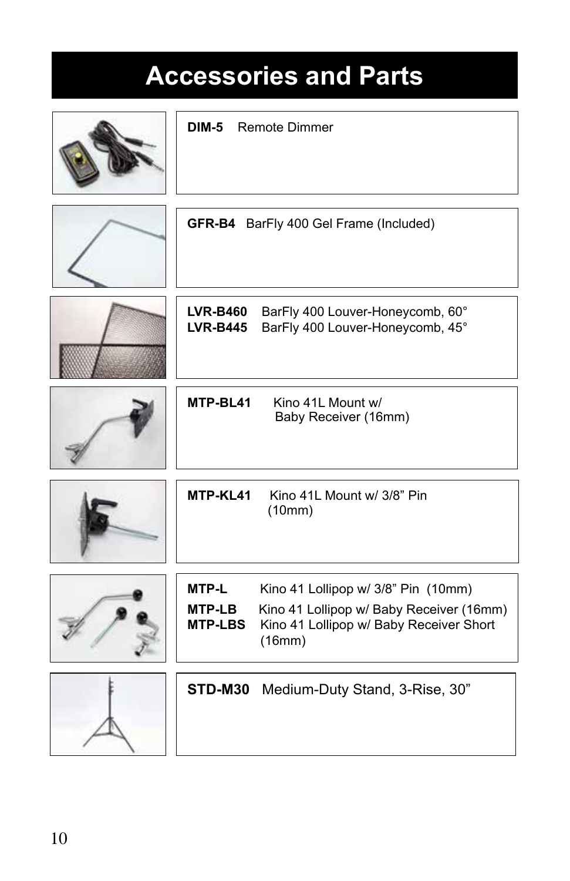# Accessories and Parts

**DIM-5** Remote Dimmer

**GFR-B4** BarFly 400 Gel Frame (Included)

**LVR-B460** BarFly 400 Louver-Honeycomb, 60°
**LVR-B445** BarFly 400 Louver-Honeycomb, 45°

**MTP-BL41** Kino 41L Mount w/ Baby Receiver (16mm)

**MTP-KL41** Kino 41L Mount w/ 3/8" Pin (10mm)

**MTP-L** Kino 41 Lollipop w/ 3/8" Pin (10mm)

**MTP-LB** Kino 41 Lollipop w/ Baby Receiver (16mm)
**MTP-LBS** Kino 41 Lollipop w/ Baby Receiver Short (16mm)

**STD-M30** Medium-Duty Stand, 3-Rise, 30"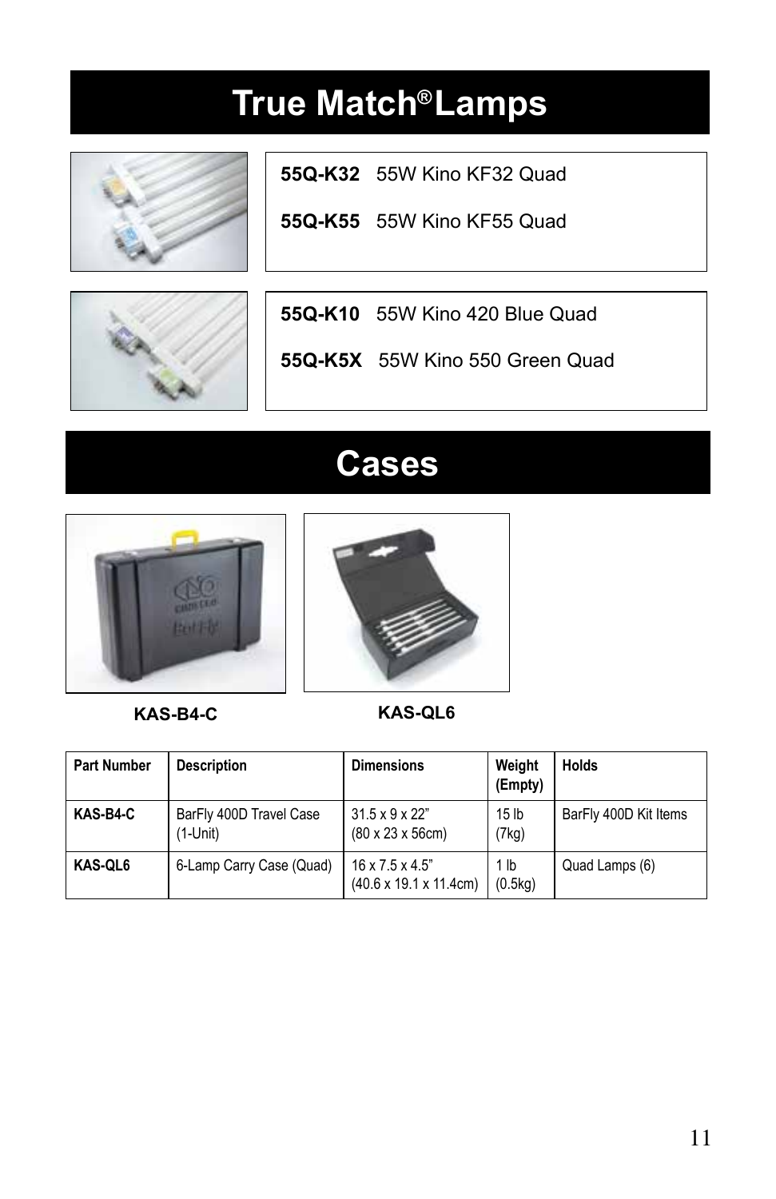# True Match® Lamps

**55Q-K32** 55W Kino KF32 Quad

**55Q-K55** 55W Kino KF55 Quad

**55Q-K10** 55W Kino 420 Blue Quad

**55Q-K5X** 55W Kino 550 Green Quad

# Cases

**KAS-B4-C**

**KAS-QL6**

| Part Number | Description | Dimensions | Weight (Empty) | Holds |
| --- | --- | --- | --- | --- |
| **KAS-B4-C** | BarFly 400D Travel Case (1-Unit) | 31.5 x 9 x 22" (80 x 23 x 56cm) | 15 lb (7kg) | BarFly 400D Kit Items |
| **KAS-QL6** | 6-Lamp Carry Case (Quad) | 16 x 7.5 x 4.5" (40.6 x 19.1 x 11.4cm) | 1 lb (0.5kg) | Quad Lamps (6) |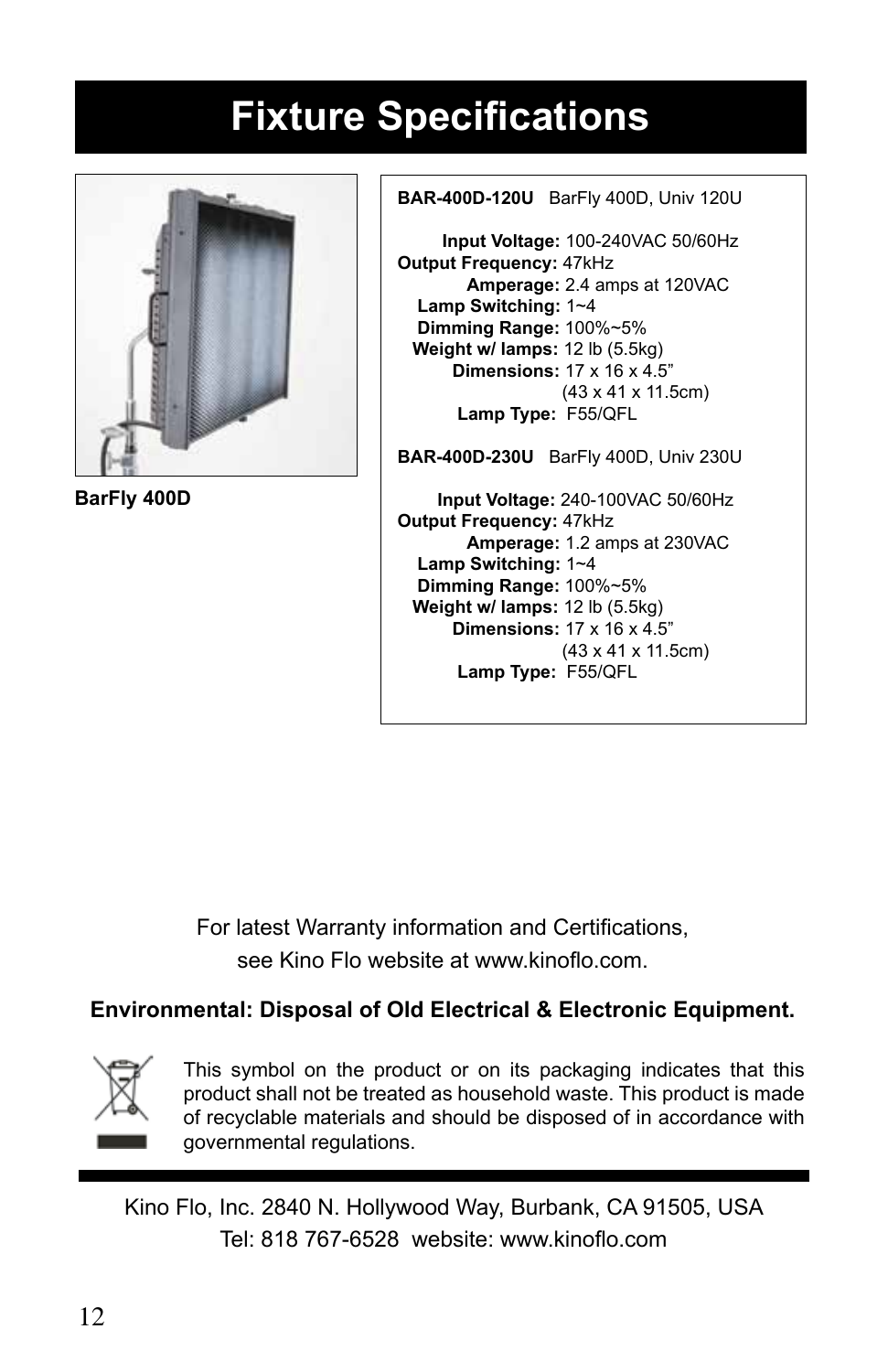# Fixture Specifications

BarFly 400D

**BAR-400D-120U** BarFly 400D, Univ 120U

**Input Voltage:** 100-240VAC 50/60Hz
**Output Frequency:** 47kHz
**Amperage:** 2.4 amps at 120VAC
**Lamp Switching:** 1~4
**Dimming Range:** 100%~5%
**Weight w/ lamps:** 12 lb (5.5kg)
**Dimensions:** 17 x 16 x 4.5”
(43 x 41 x 11.5cm)
**Lamp Type:** F55/QFL

**BAR-400D-230U** BarFly 400D, Univ 230U

**Input Voltage:** 240-100VAC 50/60Hz
**Output Frequency:** 47kHz
**Amperage:** 1.2 amps at 230VAC
**Lamp Switching:** 1~4
**Dimming Range:** 100%~5%
**Weight w/ lamps:** 12 lb (5.5kg)
**Dimensions:** 17 x 16 x 4.5”
(43 x 41 x 11.5cm)
**Lamp Type:** F55/QFL

For latest Warranty information and Certifications,
see Kino Flo website at www.kinoflo.com.

**Environmental: Disposal of Old Electrical & Electronic Equipment.**

This symbol on the product or on its packaging indicates that this product shall not be treated as household waste. This product is made of recyclable materials and should be disposed of in accordance with governmental regulations.

Kino Flo, Inc. 2840 N. Hollywood Way, Burbank, CA 91505, USA
Tel: 818 767-6528 website: www.kinoflo.com